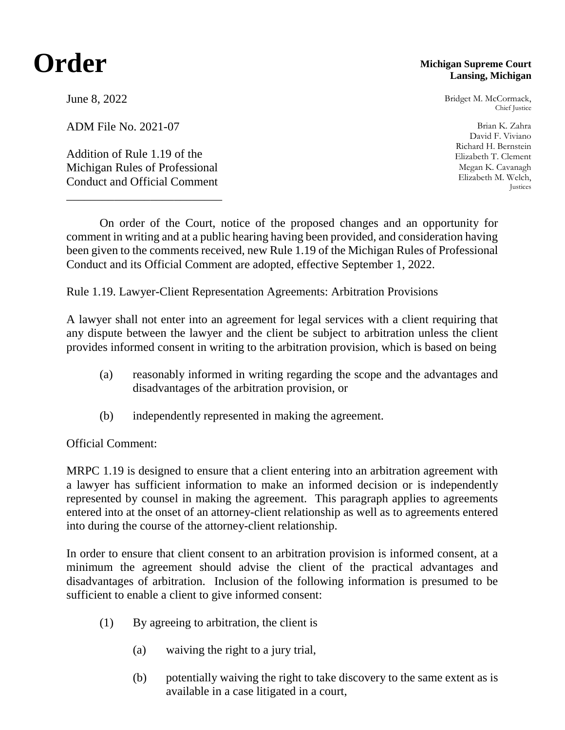# Order

**Michigan Supreme Court**
**Lansing, Michigan**

June 8, 2022

ADM File No. 2021-07

Addition of Rule 1.19 of the Michigan Rules of Professional Conduct and Official Comment

Bridget M. McCormack,
Chief Justice

Brian K. Zahra
David F. Viviano
Richard H. Bernstein
Elizabeth T. Clement
Megan K. Cavanagh
Elizabeth M. Welch,
Justices

---

On order of the Court, notice of the proposed changes and an opportunity for comment in writing and at a public hearing having been provided, and consideration having been given to the comments received, new Rule 1.19 of the Michigan Rules of Professional Conduct and its Official Comment are adopted, effective September 1, 2022.

Rule 1.19. Lawyer-Client Representation Agreements: Arbitration Provisions

A lawyer shall not enter into an agreement for legal services with a client requiring that any dispute between the lawyer and the client be subject to arbitration unless the client provides informed consent in writing to the arbitration provision, which is based on being

(a) reasonably informed in writing regarding the scope and the advantages and disadvantages of the arbitration provision, or

(b) independently represented in making the agreement.

Official Comment:

MRPC 1.19 is designed to ensure that a client entering into an arbitration agreement with a lawyer has sufficient information to make an informed decision or is independently represented by counsel in making the agreement. This paragraph applies to agreements entered into at the onset of an attorney-client relationship as well as to agreements entered into during the course of the attorney-client relationship.

In order to ensure that client consent to an arbitration provision is informed consent, at a minimum the agreement should advise the client of the practical advantages and disadvantages of arbitration. Inclusion of the following information is presumed to be sufficient to enable a client to give informed consent:

(1) By agreeing to arbitration, the client is

(a) waiving the right to a jury trial,

(b) potentially waiving the right to take discovery to the same extent as is available in a case litigated in a court,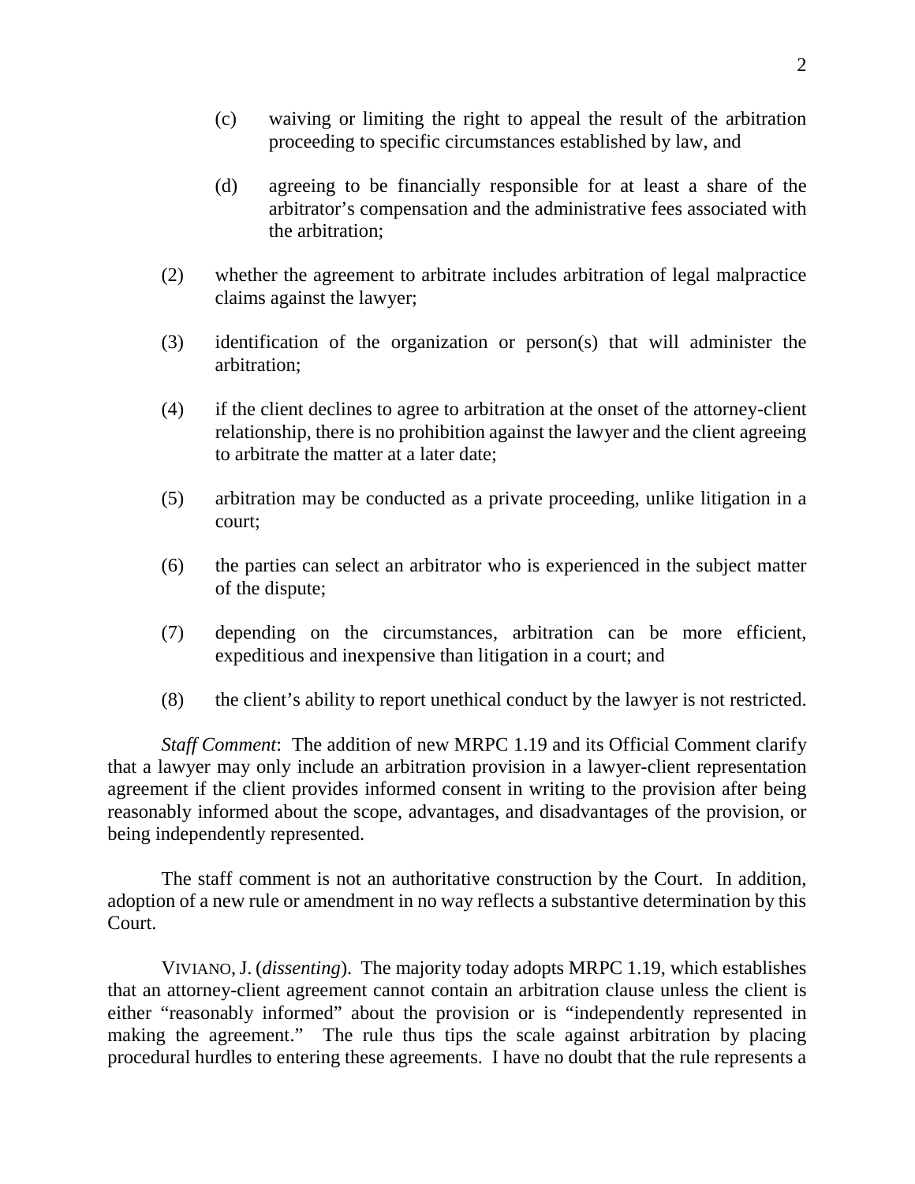(c) waiving or limiting the right to appeal the result of the arbitration proceeding to specific circumstances established by law, and

   (d) agreeing to be financially responsible for at least a share of the arbitrator's compensation and the administrative fees associated with the arbitration;

(2) whether the agreement to arbitrate includes arbitration of legal malpractice claims against the lawyer;

(3) identification of the organization or person(s) that will administer the arbitration;

(4) if the client declines to agree to arbitration at the onset of the attorney-client relationship, there is no prohibition against the lawyer and the client agreeing to arbitrate the matter at a later date;

(5) arbitration may be conducted as a private proceeding, unlike litigation in a court;

(6) the parties can select an arbitrator who is experienced in the subject matter of the dispute;

(7) depending on the circumstances, arbitration can be more efficient, expeditious and inexpensive than litigation in a court; and

(8) the client's ability to report unethical conduct by the lawyer is not restricted.

*Staff Comment*: The addition of new MRPC 1.19 and its Official Comment clarify that a lawyer may only include an arbitration provision in a lawyer-client representation agreement if the client provides informed consent in writing to the provision after being reasonably informed about the scope, advantages, and disadvantages of the provision, or being independently represented.

The staff comment is not an authoritative construction by the Court. In addition, adoption of a new rule or amendment in no way reflects a substantive determination by this Court.

VIVIANO, J. (*dissenting*). The majority today adopts MRPC 1.19, which establishes that an attorney-client agreement cannot contain an arbitration clause unless the client is either "reasonably informed" about the provision or is "independently represented in making the agreement." The rule thus tips the scale against arbitration by placing procedural hurdles to entering these agreements. I have no doubt that the rule represents a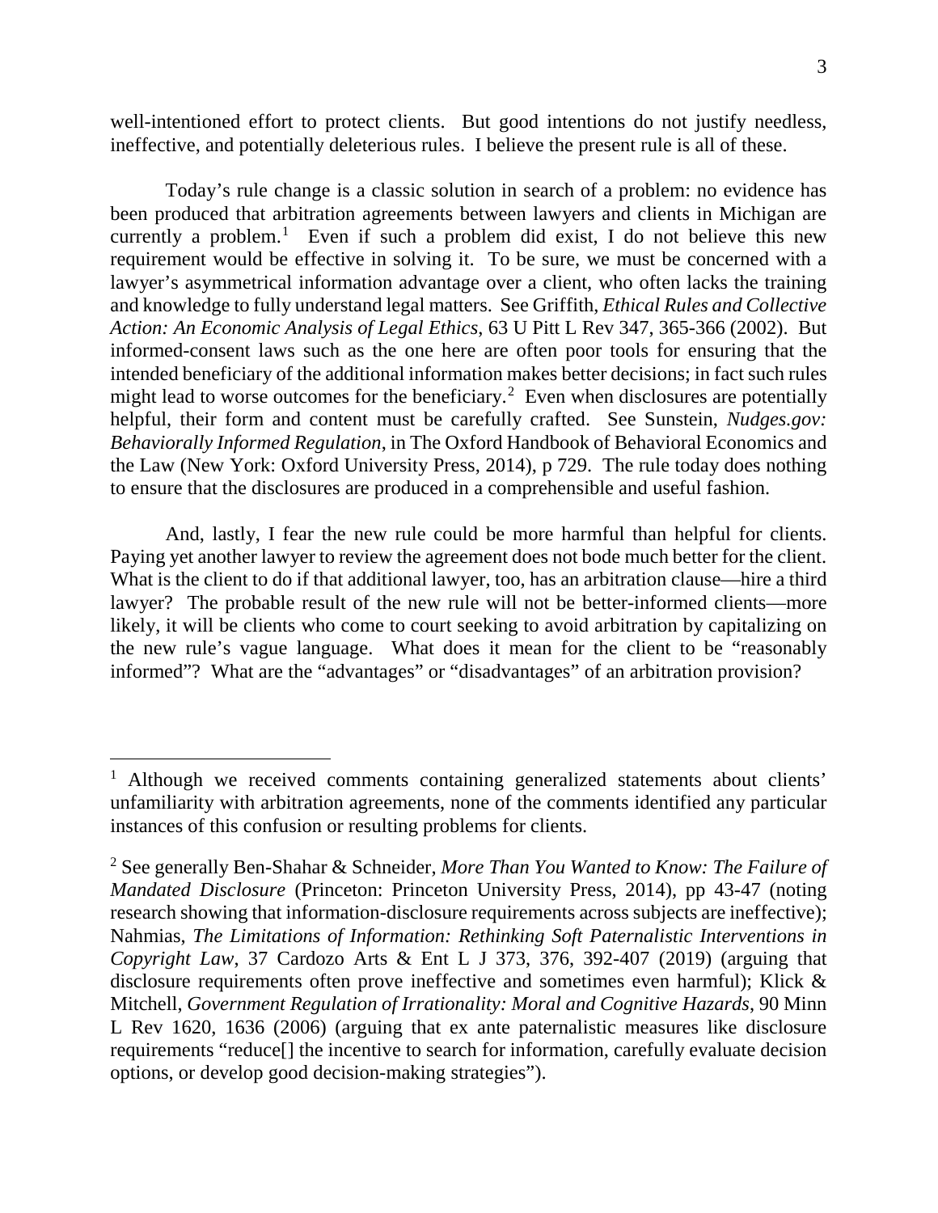well-intentioned effort to protect clients. But good intentions do not justify needless, ineffective, and potentially deleterious rules. I believe the present rule is all of these.

Today's rule change is a classic solution in search of a problem: no evidence has been produced that arbitration agreements between lawyers and clients in Michigan are currently a problem.[1] Even if such a problem did exist, I do not believe this new requirement would be effective in solving it. To be sure, we must be concerned with a lawyer's asymmetrical information advantage over a client, who often lacks the training and knowledge to fully understand legal matters. See Griffith, *Ethical Rules and Collective Action: An Economic Analysis of Legal Ethics*, 63 U Pitt L Rev 347, 365-366 (2002). But informed-consent laws such as the one here are often poor tools for ensuring that the intended beneficiary of the additional information makes better decisions; in fact such rules might lead to worse outcomes for the beneficiary.[2] Even when disclosures are potentially helpful, their form and content must be carefully crafted. See Sunstein, *Nudges.gov: Behaviorally Informed Regulation*, in The Oxford Handbook of Behavioral Economics and the Law (New York: Oxford University Press, 2014), p 729. The rule today does nothing to ensure that the disclosures are produced in a comprehensible and useful fashion.

And, lastly, I fear the new rule could be more harmful than helpful for clients. Paying yet another lawyer to review the agreement does not bode much better for the client. What is the client to do if that additional lawyer, too, has an arbitration clause—hire a third lawyer? The probable result of the new rule will not be better-informed clients—more likely, it will be clients who come to court seeking to avoid arbitration by capitalizing on the new rule's vague language. What does it mean for the client to be "reasonably informed"? What are the "advantages" or "disadvantages" of an arbitration provision?

---

[1] Although we received comments containing generalized statements about clients' unfamiliarity with arbitration agreements, none of the comments identified any particular instances of this confusion or resulting problems for clients.

[2] See generally Ben-Shahar & Schneider, *More Than You Wanted to Know: The Failure of Mandated Disclosure* (Princeton: Princeton University Press, 2014), pp 43-47 (noting research showing that information-disclosure requirements across subjects are ineffective); Nahmias, *The Limitations of Information: Rethinking Soft Paternalistic Interventions in Copyright Law*, 37 Cardozo Arts & Ent L J 373, 376, 392-407 (2019) (arguing that disclosure requirements often prove ineffective and sometimes even harmful); Klick & Mitchell, *Government Regulation of Irrationality: Moral and Cognitive Hazards*, 90 Minn L Rev 1620, 1636 (2006) (arguing that ex ante paternalistic measures like disclosure requirements "reduce[] the incentive to search for information, carefully evaluate decision options, or develop good decision-making strategies").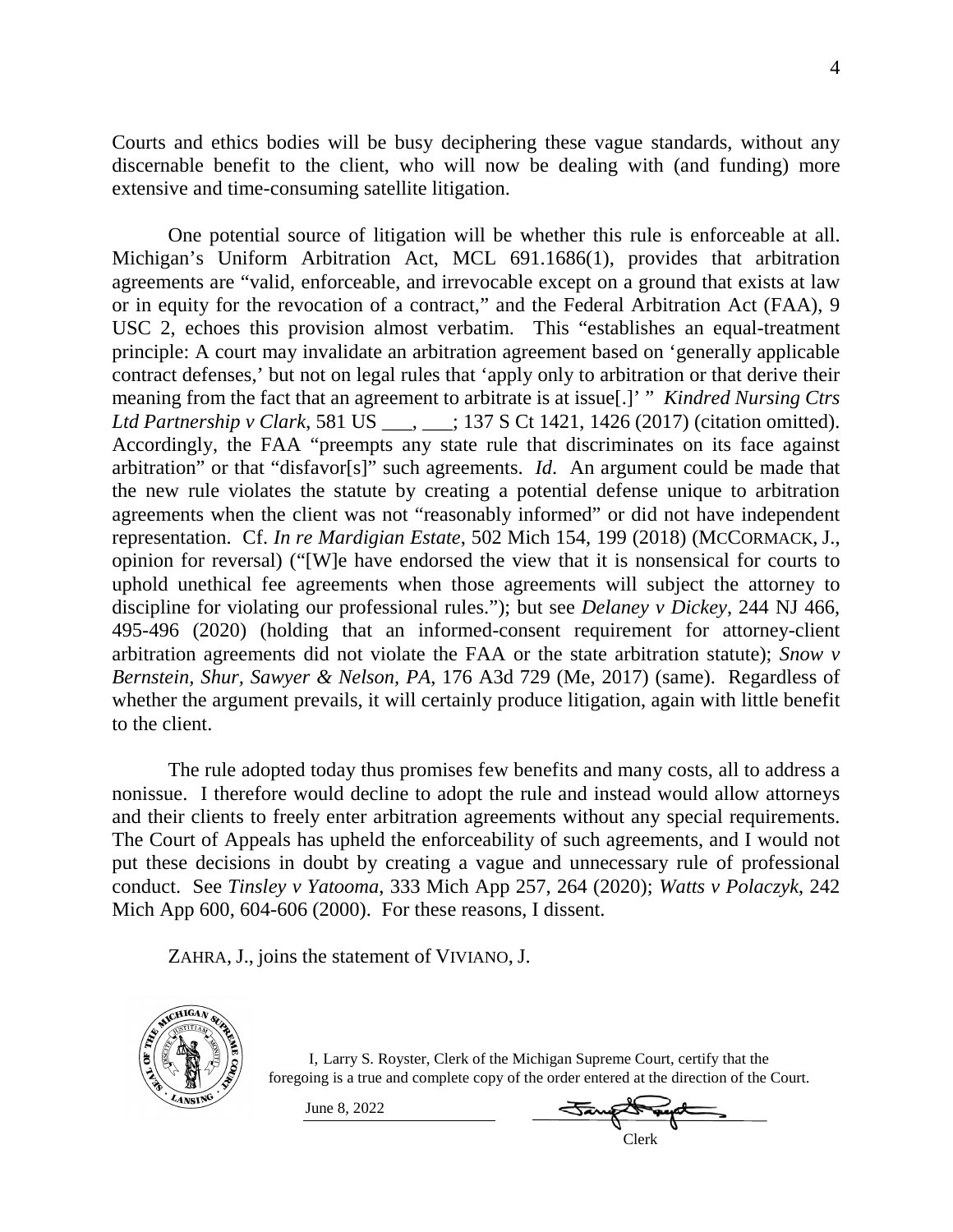Courts and ethics bodies will be busy deciphering these vague standards, without any discernable benefit to the client, who will now be dealing with (and funding) more extensive and time-consuming satellite litigation.

One potential source of litigation will be whether this rule is enforceable at all. Michigan's Uniform Arbitration Act, MCL 691.1686(1), provides that arbitration agreements are "valid, enforceable, and irrevocable except on a ground that exists at law or in equity for the revocation of a contract," and the Federal Arbitration Act (FAA), 9 USC 2, echoes this provision almost verbatim. This "establishes an equal-treatment principle: A court may invalidate an arbitration agreement based on 'generally applicable contract defenses,' but not on legal rules that 'apply only to arbitration or that derive their meaning from the fact that an agreement to arbitrate is at issue[.]' " *Kindred Nursing Ctrs Ltd Partnership v Clark*, 581 US ___, ___; 137 S Ct 1421, 1426 (2017) (citation omitted). Accordingly, the FAA "preempts any state rule that discriminates on its face against arbitration" or that "disfavor[s]" such agreements. *Id*. An argument could be made that the new rule violates the statute by creating a potential defense unique to arbitration agreements when the client was not "reasonably informed" or did not have independent representation. Cf. *In re Mardigian Estate*, 502 Mich 154, 199 (2018) (MCCORMACK, J., opinion for reversal) ("[W]e have endorsed the view that it is nonsensical for courts to uphold unethical fee agreements when those agreements will subject the attorney to discipline for violating our professional rules."); but see *Delaney v Dickey*, 244 NJ 466, 495-496 (2020) (holding that an informed-consent requirement for attorney-client arbitration agreements did not violate the FAA or the state arbitration statute); *Snow v Bernstein, Shur, Sawyer & Nelson, PA*, 176 A3d 729 (Me, 2017) (same). Regardless of whether the argument prevails, it will certainly produce litigation, again with little benefit to the client.

The rule adopted today thus promises few benefits and many costs, all to address a nonissue. I therefore would decline to adopt the rule and instead would allow attorneys and their clients to freely enter arbitration agreements without any special requirements. The Court of Appeals has upheld the enforceability of such agreements, and I would not put these decisions in doubt by creating a vague and unnecessary rule of professional conduct. See *Tinsley v Yatooma*, 333 Mich App 257, 264 (2020); *Watts v Polaczyk*, 242 Mich App 600, 604-606 (2000). For these reasons, I dissent.

ZAHRA, J., joins the statement of VIVIANO, J.

I, Larry S. Royster, Clerk of the Michigan Supreme Court, certify that the foregoing is a true and complete copy of the order entered at the direction of the Court.

June 8, 2022

Clerk